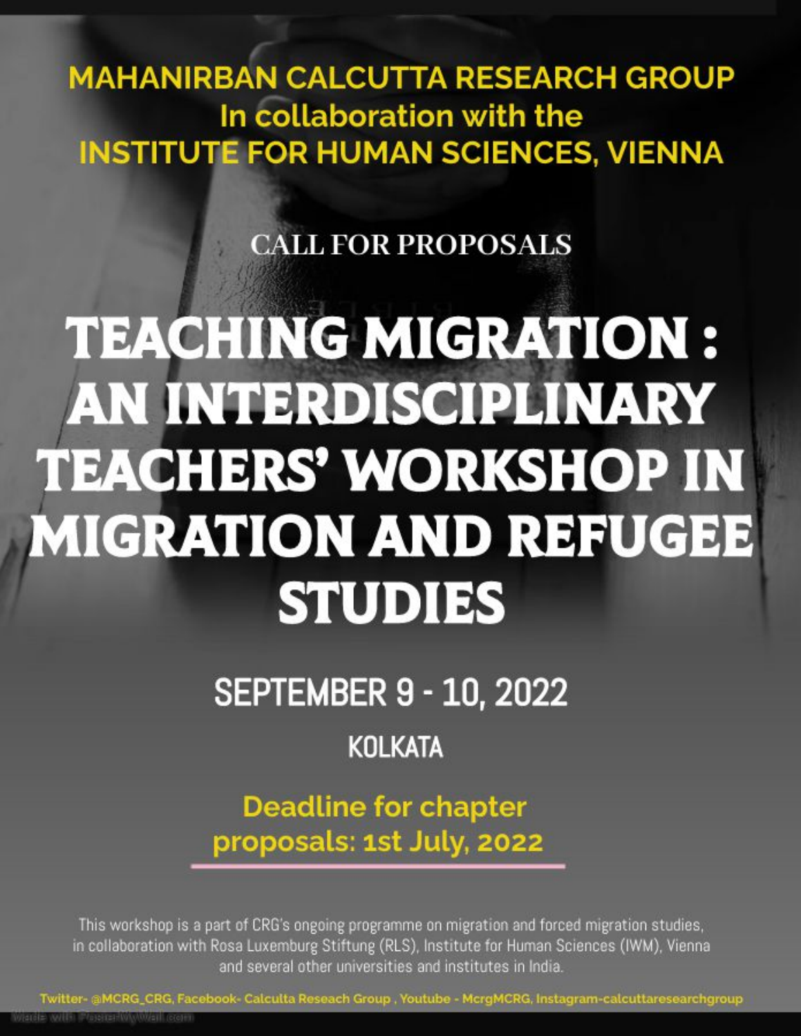**MAHANIRBAN CALCUTTA RESEARCH GROUP**
**In collaboration with the**
**INSTITUTE FOR HUMAN SCIENCES, VIENNA**

## CALL FOR PROPOSALS

# TEACHING MIGRATION : AN INTERDISCIPLINARY TEACHERS' WORKSHOP IN MIGRATION AND REFUGEE STUDIES

## SEPTEMBER 9 - 10, 2022

### KOLKATA

**Deadline for chapter proposals: 1st July, 2022**

This workshop is a part of CRG's ongoing programme on migration and forced migration studies, in collaboration with Rosa Luxemburg Stiftung (RLS), Institute for Human Sciences (IWM), Vienna and several other universities and institutes in India.

Twitter- @MCRG_CRG, Facebook- Calculta Reseach Group , Youtube - McrgMCRG, Instagram-calcuttaresearchgroup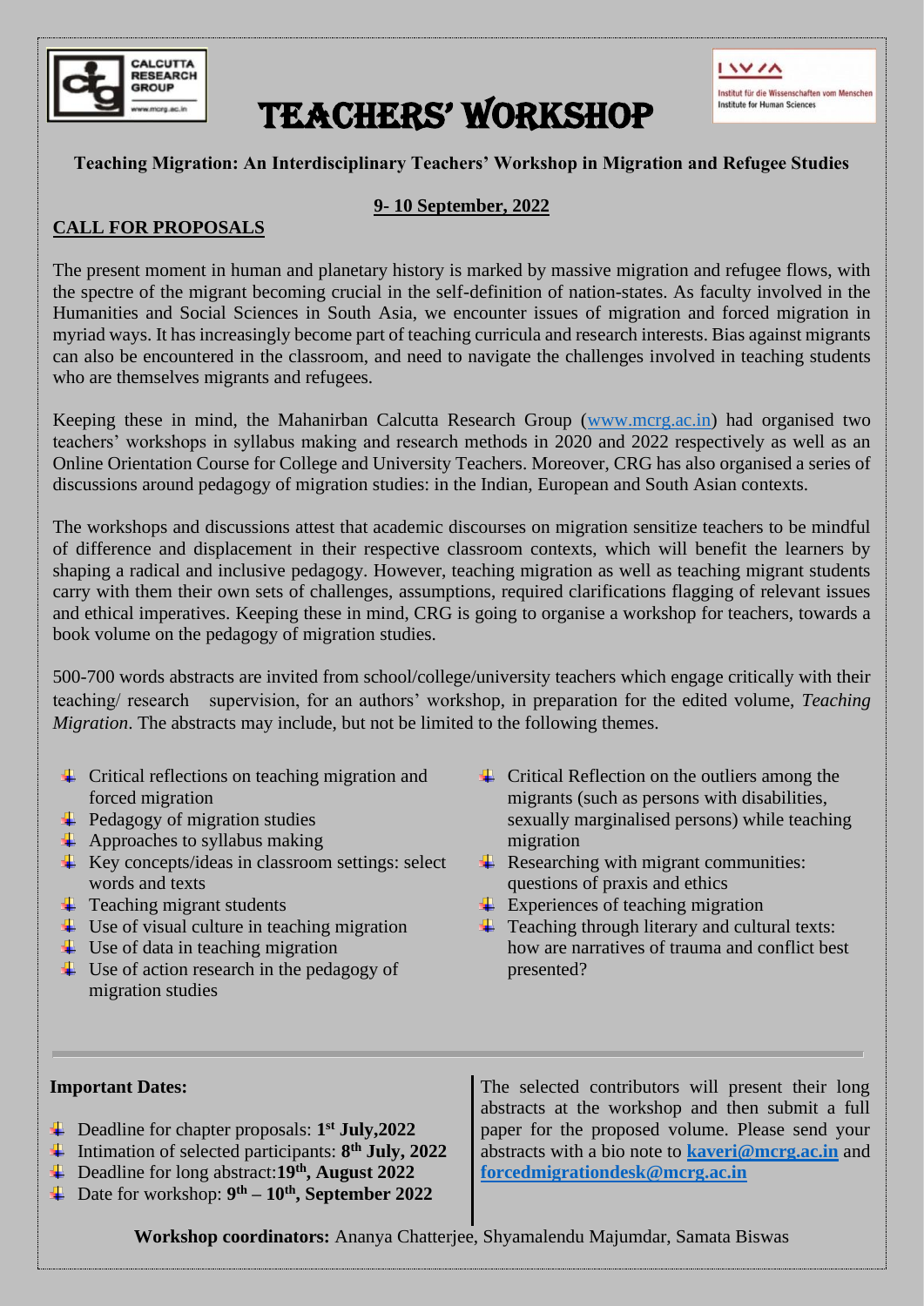# TEACHERS' WORKSHOP

**Teaching Migration: An Interdisciplinary Teachers' Workshop in Migration and Refugee Studies**

**9- 10 September, 2022**

## CALL FOR PROPOSALS

The present moment in human and planetary history is marked by massive migration and refugee flows, with the spectre of the migrant becoming crucial in the self-definition of nation-states. As faculty involved in the Humanities and Social Sciences in South Asia, we encounter issues of migration and forced migration in myriad ways. It has increasingly become part of teaching curricula and research interests. Bias against migrants can also be encountered in the classroom, and need to navigate the challenges involved in teaching students who are themselves migrants and refugees.

Keeping these in mind, the Mahanirban Calcutta Research Group (www.mcrg.ac.in) had organised two teachers' workshops in syllabus making and research methods in 2020 and 2022 respectively as well as an Online Orientation Course for College and University Teachers. Moreover, CRG has also organised a series of discussions around pedagogy of migration studies: in the Indian, European and South Asian contexts.

The workshops and discussions attest that academic discourses on migration sensitize teachers to be mindful of difference and displacement in their respective classroom contexts, which will benefit the learners by shaping a radical and inclusive pedagogy. However, teaching migration as well as teaching migrant students carry with them their own sets of challenges, assumptions, required clarifications flagging of relevant issues and ethical imperatives. Keeping these in mind, CRG is going to organise a workshop for teachers, towards a book volume on the pedagogy of migration studies.

500-700 words abstracts are invited from school/college/university teachers which engage critically with their teaching/ research supervision, for an authors' workshop, in preparation for the edited volume, *Teaching Migration*. The abstracts may include, but not be limited to the following themes.

- Critical reflections on teaching migration and forced migration
- Pedagogy of migration studies
- Approaches to syllabus making
- Key concepts/ideas in classroom settings: select words and texts
- Teaching migrant students
- Use of visual culture in teaching migration
- Use of data in teaching migration
- Use of action research in the pedagogy of migration studies
- Critical Reflection on the outliers among the migrants (such as persons with disabilities, sexually marginalised persons) while teaching migration
- Researching with migrant communities: questions of praxis and ethics
- Experiences of teaching migration
- Teaching through literary and cultural texts: how are narratives of trauma and conflict best presented?

**Important Dates:**

- Deadline for chapter proposals: **1st July,2022**
- Intimation of selected participants: **8th July, 2022**
- Deadline for long abstract:**19th, August 2022**
- Date for workshop: **9th – 10th, September 2022**

The selected contributors will present their long abstracts at the workshop and then submit a full paper for the proposed volume. Please send your abstracts with a bio note to **kaveri@mcrg.ac.in** and **forcedmigrationdesk@mcrg.ac.in**

**Workshop coordinators:** Ananya Chatterjee, Shyamalendu Majumdar, Samata Biswas